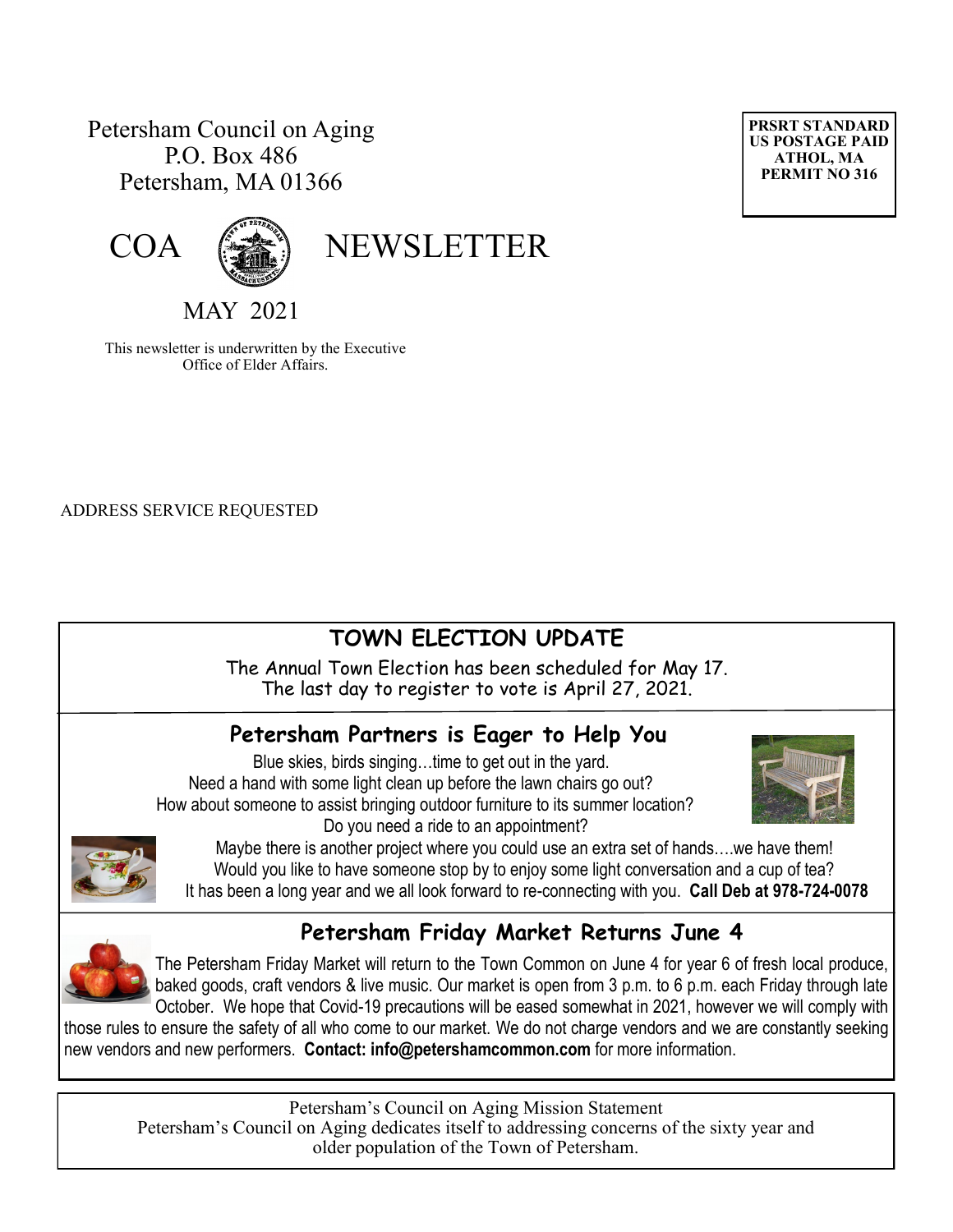Petersham Council on Aging
P.O. Box 486
Petersham, MA 01366

**PRSRT STANDARD**
**US POSTAGE PAID**
**ATHOL, MA**
**PERMIT NO 316**

# COA NEWSLETTER

MAY 2021

This newsletter is underwritten by the Executive Office of Elder Affairs.

ADDRESS SERVICE REQUESTED

## TOWN ELECTION UPDATE

The Annual Town Election has been scheduled for May 17.
The last day to register to vote is April 27, 2021.

## Petersham Partners is Eager to Help You

Blue skies, birds singing…time to get out in the yard.
Need a hand with some light clean up before the lawn chairs go out?
How about someone to assist bringing outdoor furniture to its summer location?
Do you need a ride to an appointment?
Maybe there is another project where you could use an extra set of hands….we have them!
Would you like to have someone stop by to enjoy some light conversation and a cup of tea?
It has been a long year and we all look forward to re-connecting with you. **Call Deb at 978-724-0078**

## Petersham Friday Market Returns June 4

The Petersham Friday Market will return to the Town Common on June 4 for year 6 of fresh local produce, baked goods, craft vendors & live music. Our market is open from 3 p.m. to 6 p.m. each Friday through late October. We hope that Covid-19 precautions will be eased somewhat in 2021, however we will comply with those rules to ensure the safety of all who come to our market. We do not charge vendors and we are constantly seeking new vendors and new performers. **Contact: info@petershamcommon.com** for more information.

Petersham's Council on Aging Mission Statement
Petersham's Council on Aging dedicates itself to addressing concerns of the sixty year and older population of the Town of Petersham.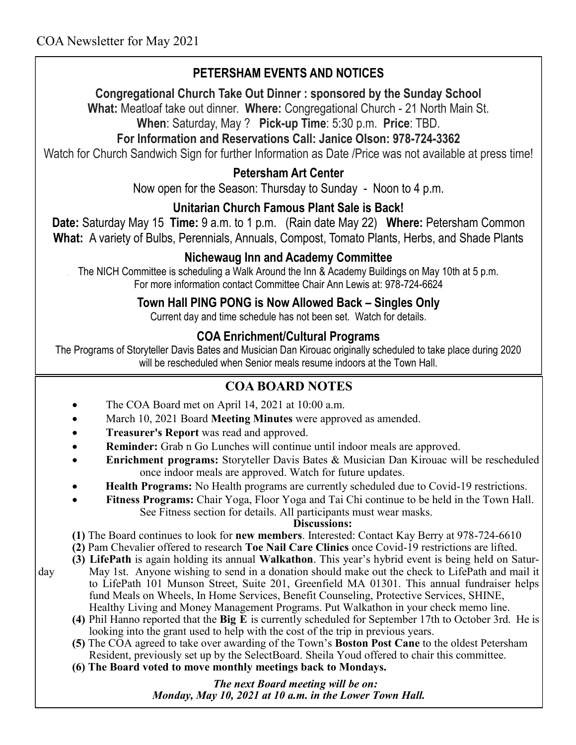COA Newsletter for May 2021

## PETERSHAM EVENTS AND NOTICES

### Congregational Church Take Out Dinner : sponsored by the Sunday School

**What:** Meatloaf take out dinner. **Where:** Congregational Church - 21 North Main St.

**When**: Saturday, May ? **Pick-up Time**: 5:30 p.m. **Price**: TBD.

**For Information and Reservations Call: Janice Olson: 978-724-3362**

Watch for Church Sandwich Sign for further Information as Date /Price was not available at press time!

### Petersham Art Center

Now open for the Season: Thursday to Sunday - Noon to 4 p.m.

### Unitarian Church Famous Plant Sale is Back!

**Date:** Saturday May 15 **Time:** 9 a.m. to 1 p.m. (Rain date May 22) **Where:** Petersham Common

**What:** A variety of Bulbs, Perennials, Annuals, Compost, Tomato Plants, Herbs, and Shade Plants

### Nichewaug Inn and Academy Committee

The NICH Committee is scheduling a Walk Around the Inn & Academy Buildings on May 10th at 5 p.m. For more information contact Committee Chair Ann Lewis at: 978-724-6624

### Town Hall PING PONG is Now Allowed Back – Singles Only

Current day and time schedule has not been set. Watch for details.

### COA Enrichment/Cultural Programs

The Programs of Storyteller Davis Bates and Musician Dan Kirouac originally scheduled to take place during 2020 will be rescheduled when Senior meals resume indoors at the Town Hall.

## COA BOARD NOTES

- The COA Board met on April 14, 2021 at 10:00 a.m.
- March 10, 2021 Board **Meeting Minutes** were approved as amended.
- **Treasurer's Report** was read and approved.
- **Reminder:** Grab n Go Lunches will continue until indoor meals are approved.
- **Enrichment programs:** Storyteller Davis Bates & Musician Dan Kirouac will be rescheduled once indoor meals are approved. Watch for future updates.
- **Health Programs:** No Health programs are currently scheduled due to Covid-19 restrictions.
- **Fitness Programs:** Chair Yoga, Floor Yoga and Tai Chi continue to be held in the Town Hall. See Fitness section for details. All participants must wear masks.

**Discussions:**

**(1)** The Board continues to look for **new members**. Interested: Contact Kay Berry at 978-724-6610

**(2)** Pam Chevalier offered to research **Toe Nail Care Clinics** once Covid-19 restrictions are lifted.

**(3) LifePath** is again holding its annual **Walkathon**. This year's hybrid event is being held on Saturday May 1st. Anyone wishing to send in a donation should make out the check to LifePath and mail it to LifePath 101 Munson Street, Suite 201, Greenfield MA 01301. This annual fundraiser helps fund Meals on Wheels, In Home Services, Benefit Counseling, Protective Services, SHINE, Healthy Living and Money Management Programs. Put Walkathon in your check memo line.

**(4)** Phil Hanno reported that the **Big E** is currently scheduled for September 17th to October 3rd. He is looking into the grant used to help with the cost of the trip in previous years.

**(5)** The COA agreed to take over awarding of the Town's **Boston Post Cane** to the oldest Petersham Resident, previously set up by the SelectBoard. Sheila Youd offered to chair this committee.

**(6) The Board voted to move monthly meetings back to Mondays.**

***The next Board meeting will be on:***
***Monday, May 10, 2021 at 10 a.m. in the Lower Town Hall.***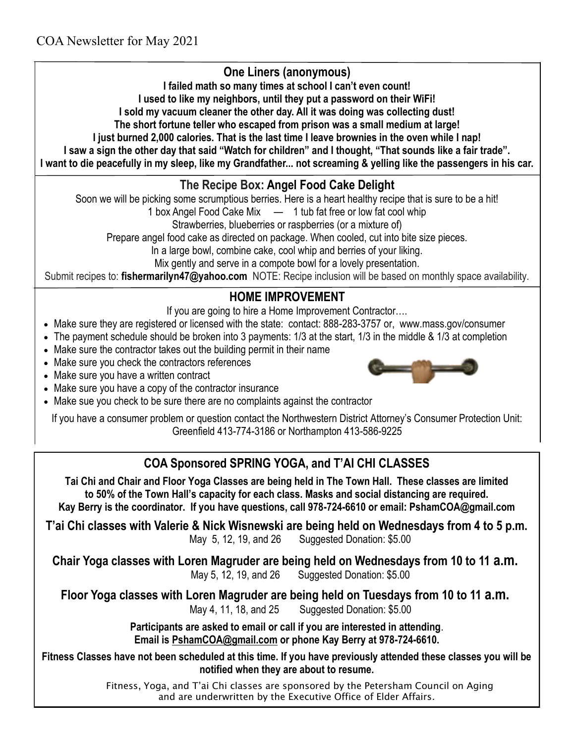COA Newsletter for May 2021

## One Liners (anonymous)

**I failed math so many times at school I can't even count!**
**I used to like my neighbors, until they put a password on their WiFi!**
**I sold my vacuum cleaner the other day. All it was doing was collecting dust!**
**The short fortune teller who escaped from prison was a small medium at large!**
**I just burned 2,000 calories. That is the last time I leave brownies in the oven while I nap!**
**I saw a sign the other day that said "Watch for children" and I thought, "That sounds like a fair trade".**
**I want to die peacefully in my sleep, like my Grandfather... not screaming & yelling like the passengers in his car.**

## The Recipe Box: Angel Food Cake Delight

Soon we will be picking some scrumptious berries. Here is a heart healthy recipe that is sure to be a hit!

1 box Angel Food Cake Mix — 1 tub fat free or low fat cool whip

Strawberries, blueberries or raspberries (or a mixture of)

Prepare angel food cake as directed on package. When cooled, cut into bite size pieces.

In a large bowl, combine cake, cool whip and berries of your liking.

Mix gently and serve in a compote bowl for a lovely presentation.

Submit recipes to: **fishermarilyn47@yahoo.com** NOTE: Recipe inclusion will be based on monthly space availability.

## HOME IMPROVEMENT

If you are going to hire a Home Improvement Contractor….

- Make sure they are registered or licensed with the state: contact: 888-283-3757 or, www.mass.gov/consumer
- The payment schedule should be broken into 3 payments: 1/3 at the start, 1/3 in the middle & 1/3 at completion
- Make sure the contractor takes out the building permit in their name
- Make sure you check the contractors references
- Make sure you have a written contract
- Make sure you have a copy of the contractor insurance
- Make sue you check to be sure there are no complaints against the contractor

If you have a consumer problem or question contact the Northwestern District Attorney's Consumer Protection Unit: Greenfield 413-774-3186 or Northampton 413-586-9225

## COA Sponsored SPRING YOGA, and T'AI CHI CLASSES

**Tai Chi and Chair and Floor Yoga Classes are being held in The Town Hall. These classes are limited to 50% of the Town Hall's capacity for each class. Masks and social distancing are required. Kay Berry is the coordinator. If you have questions, call 978-724-6610 or email: PshamCOA@gmail.com**

**T'ai Chi classes with Valerie & Nick Wisnewski are being held on Wednesdays from 4 to 5 p.m.**
May 5, 12, 19, and 26 Suggested Donation: $5.00

**Chair Yoga classes with Loren Magruder are being held on Wednesdays from 10 to 11 a.m.**
May 5, 12, 19, and 26 Suggested Donation: $5.00

**Floor Yoga classes with Loren Magruder are being held on Tuesdays from 10 to 11 a.m.**
May 4, 11, 18, and 25 Suggested Donation: $5.00

**Participants are asked to email or call if you are interested in attending.**
**Email is PshamCOA@gmail.com or phone Kay Berry at 978-724-6610.**

**Fitness Classes have not been scheduled at this time. If you have previously attended these classes you will be notified when they are about to resume.**

Fitness, Yoga, and T'ai Chi classes are sponsored by the Petersham Council on Aging and are underwritten by the Executive Office of Elder Affairs.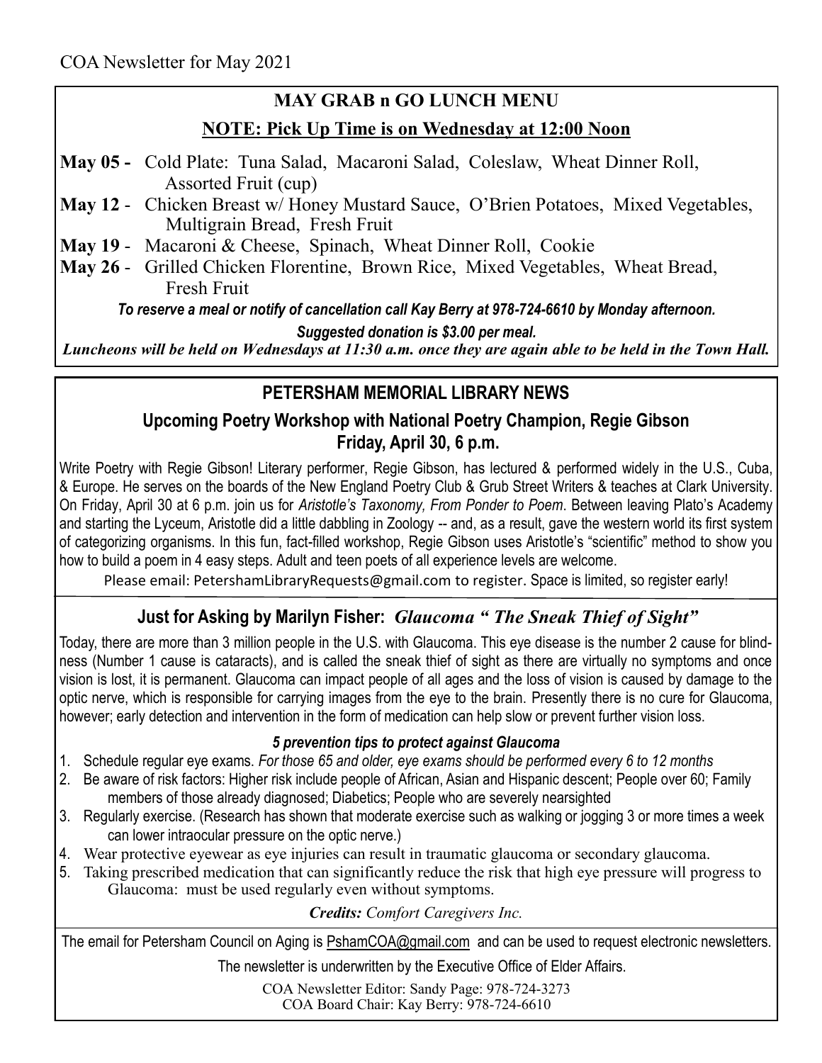COA Newsletter for May 2021

## MAY GRAB n GO LUNCH MENU

**NOTE: Pick Up Time is on Wednesday at 12:00 Noon**

**May 05 -** Cold Plate: Tuna Salad, Macaroni Salad, Coleslaw, Wheat Dinner Roll, Assorted Fruit (cup)

**May 12** - Chicken Breast w/ Honey Mustard Sauce, O'Brien Potatoes, Mixed Vegetables, Multigrain Bread, Fresh Fruit

**May 19** - Macaroni & Cheese, Spinach, Wheat Dinner Roll, Cookie

**May 26** - Grilled Chicken Florentine, Brown Rice, Mixed Vegetables, Wheat Bread, Fresh Fruit

***To reserve a meal or notify of cancellation call Kay Berry at 978-724-6610 by Monday afternoon.***

***Suggested donation is $3.00 per meal.***

***Luncheons will be held on Wednesdays at 11:30 a.m. once they are again able to be held in the Town Hall.***

## PETERSHAM MEMORIAL LIBRARY NEWS

### Upcoming Poetry Workshop with National Poetry Champion, Regie Gibson
### Friday, April 30, 6 p.m.

Write Poetry with Regie Gibson! Literary performer, Regie Gibson, has lectured & performed widely in the U.S., Cuba, & Europe. He serves on the boards of the New England Poetry Club & Grub Street Writers & teaches at Clark University. On Friday, April 30 at 6 p.m. join us for *Aristotle's Taxonomy, From Ponder to Poem*. Between leaving Plato's Academy and starting the Lyceum, Aristotle did a little dabbling in Zoology -- and, as a result, gave the western world its first system of categorizing organisms. In this fun, fact-filled workshop, Regie Gibson uses Aristotle's "scientific" method to show you how to build a poem in 4 easy steps. Adult and teen poets of all experience levels are welcome.

Please email: PetershamLibraryRequests@gmail.com to register. Space is limited, so register early!

## Just for Asking by Marilyn Fisher: *Glaucoma " The Sneak Thief of Sight"*

Today, there are more than 3 million people in the U.S. with Glaucoma. This eye disease is the number 2 cause for blindness (Number 1 cause is cataracts), and is called the sneak thief of sight as there are virtually no symptoms and once vision is lost, it is permanent. Glaucoma can impact people of all ages and the loss of vision is caused by damage to the optic nerve, which is responsible for carrying images from the eye to the brain. Presently there is no cure for Glaucoma, however; early detection and intervention in the form of medication can help slow or prevent further vision loss.

***5 prevention tips to protect against Glaucoma***

1. Schedule regular eye exams. *For those 65 and older, eye exams should be performed every 6 to 12 months*
2. Be aware of risk factors: Higher risk include people of African, Asian and Hispanic descent; People over 60; Family members of those already diagnosed; Diabetics; People who are severely nearsighted
3. Regularly exercise. (Research has shown that moderate exercise such as walking or jogging 3 or more times a week can lower intraocular pressure on the optic nerve.)
4. Wear protective eyewear as eye injuries can result in traumatic glaucoma or secondary glaucoma.
5. Taking prescribed medication that can significantly reduce the risk that high eye pressure will progress to Glaucoma: must be used regularly even without symptoms.

***Credits:*** *Comfort Caregivers Inc.*

The email for Petersham Council on Aging is PshamCOA@gmail.com and can be used to request electronic newsletters.

The newsletter is underwritten by the Executive Office of Elder Affairs.

COA Newsletter Editor: Sandy Page: 978-724-3273
COA Board Chair: Kay Berry: 978-724-6610